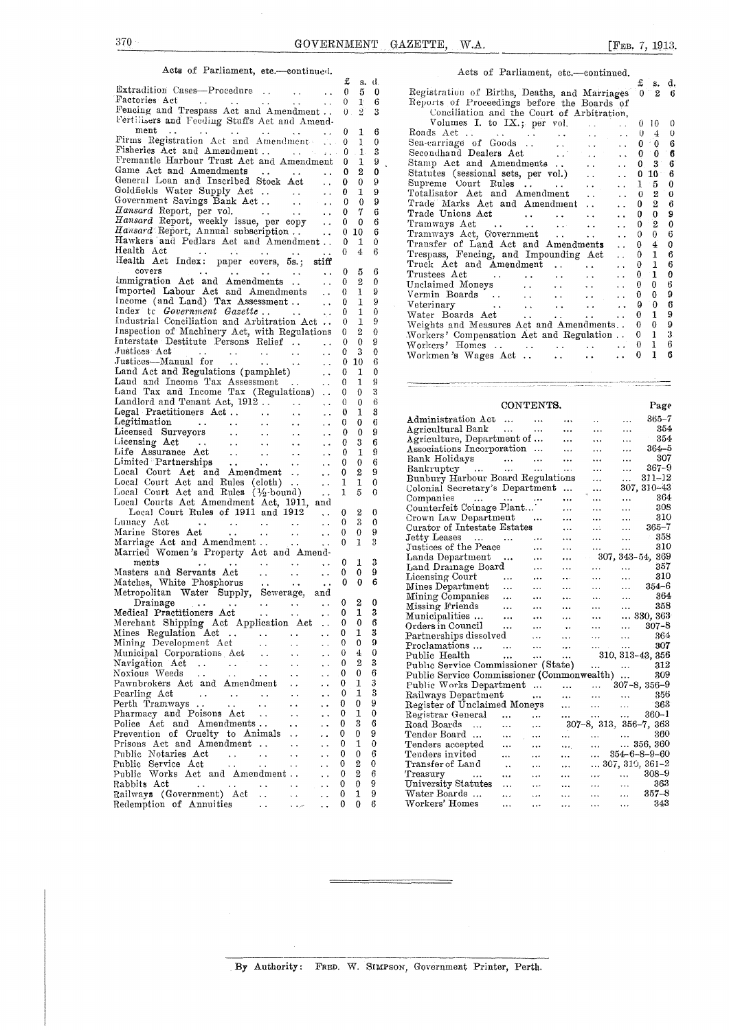Acts of Parliament, etc.—continued.

| | £ | s. | d. |
|---|---|---|---|
| Extradition Cases—Procedure | 0 | 5 | 0 |
| Factories Act | 0 | 1 | 6 |
| Fencing and Trespass Act and Amendment | 0 | 2 | 3 |
| Fertilisers and Feeding Stuffs Act and Amendment | 0 | 1 | 6 |
| Firms Registration Act and Amendment | 0 | 1 | 0 |
| Fisheries Act and Amendment | 0 | 1 | 3 |
| Fremantle Harbour Trust Act and Amendment | 0 | 1 | 9 |
| Game Act and Amendments | 0 | 2 | 0 |
| General Loan and Inscribed Stock Act | 0 | 0 | 9 |
| Goldfields Water Supply Act | 0 | 1 | 9 |
| Government Savings Bank Act | 0 | 0 | 9 |
| *Hansard* Report, per vol. | 0 | 7 | 6 |
| *Hansard* Report, weekly issue, per copy | 0 | 0 | 6 |
| *Hansard* Report, Annual subscription | 0 | 10 | 6 |
| Hawkers and Pedlars Act and Amendment | 0 | 1 | 0 |
| Health Act | 0 | 4 | 6 |
| Health Act Index: paper covers, 5s.; stiff covers | 0 | 5 | 6 |
| Immigration Act and Amendments | 0 | 2 | 0 |
| Imported Labour Act and Amendments | 0 | 1 | 9 |
| Income (and Land) Tax Assessment | 0 | 1 | 9 |
| Index to *Government Gazette* | 0 | 1 | 0 |
| Industrial Conciliation and Arbitration Act | 0 | 1 | 9 |
| Inspection of Machinery Act, with Regulations | 0 | 2 | 0 |
| Interstate Destitute Persons Relief | 0 | 0 | 9 |
| Justices Act | 0 | 3 | 0 |
| Justices—Manual for | 0 | 10 | 6 |
| Land Act and Regulations (pamphlet) | 0 | 1 | 0 |
| Land and Income Tax Assessment | 0 | 1 | 9 |
| Land Tax and Income Tax (Regulations) | 0 | 0 | 3 |
| Landlord and Tenant Act, 1912 | 0 | 0 | 6 |
| Legal Practitioners Act | 0 | 1 | 3 |
| Legitimation | 0 | 0 | 6 |
| Licensed Surveyors | 0 | 0 | 9 |
| Licensing Act | 0 | 3 | 6 |
| Life Assurance Act | 0 | 1 | 9 |
| Limited Partnerships | 0 | 0 | 6 |
| Local Court Act and Amendment | 0 | 2 | 9 |
| Local Court Act and Rules (cloth) | 1 | 1 | 0 |
| Local Court Act and Rules (½-bound) | 1 | 5 | 0 |
| Local Courts Act Amendment Act, 1911, and Local Court Rules of 1911 and 1912 | 0 | 2 | 0 |
| Lunacy Act | 0 | 3 | 0 |
| Marine Stores Act | 0 | 0 | 9 |
| Marriage Act and Amendment | 0 | 1 | 3 |
| Married Women's Property Act and Amendments | 0 | 1 | 3 |
| Masters and Servants Act | 0 | 0 | 9 |
| Matches, White Phosphorus | 0 | 0 | 6 |
| Metropolitan Water Supply, Sewerage, and Drainage | 0 | 2 | 0 |
| Medical Practitioners Act | 0 | 1 | 3 |
| Merchant Shipping Act Application Act | 0 | 0 | 6 |
| Mines Regulation Act | 0 | 1 | 3 |
| Mining Development Act | 0 | 0 | 9 |
| Municipal Corporations Act | 0 | 4 | 0 |
| Navigation Act | 0 | 2 | 3 |
| Noxious Weeds | 0 | 0 | 6 |
| Pawnbrokers Act and Amendment | 0 | 1 | 3 |
| Pearling Act | 0 | 1 | 3 |
| Perth Tramways | 0 | 0 | 9 |
| Pharmacy and Poisons Act | 0 | 1 | 0 |
| Police Act and Amendments | 0 | 3 | 6 |
| Prevention of Cruelty to Animals | 0 | 0 | 9 |
| Prisons Act and Amendment | 0 | 1 | 0 |
| Public Notaries Act | 0 | 0 | 6 |
| Public Service Act | 0 | 2 | 0 |
| Public Works Act and Amendment | 0 | 2 | 6 |
| Rabbits Act | 0 | 0 | 9 |
| Railways (Government) Act | 0 | 1 | 9 |
| Redemption of Annuities | 0 | 0 | 6 |
| Registration of Births, Deaths, and Marriages | 0 | 2 | 6 |
| Reports of Proceedings before the Boards of Conciliation and the Court of Arbitration, Volumes I. to IX.; per vol. | 0 | 10 | 0 |
| Roads Act | 0 | 4 | 0 |
| Sea-carriage of Goods | 0 | 0 | 6 |
| Secondhand Dealers Act | 0 | 0 | 6 |
| Stamp Act and Amendments | 0 | 3 | 6 |
| Statutes (sessional sets, per vol.) | 0 | 10 | 6 |
| Supreme Court Rules | 1 | 5 | 0 |
| Totalisator Act and Amendment | 0 | 2 | 0 |
| Trade Marks Act and Amendment | 0 | 2 | 6 |
| Trade Unions Act | 0 | 0 | 9 |
| Tramways Act | 0 | 2 | 0 |
| Tramways Act, Government | 0 | 0 | 6 |
| Transfer of Land Act and Amendments | 0 | 4 | 0 |
| Trespass, Fencing, and Impounding Act | 0 | 1 | 6 |
| Truck Act and Amendment | 0 | 1 | 6 |
| Trustees Act | 0 | 1 | 0 |
| Unclaimed Moneys | 0 | 0 | 6 |
| Vermin Boards | 0 | 0 | 9 |
| Veterinary | 0 | 0 | 6 |
| Water Boards Act | 0 | 1 | 9 |
| Weights and Measures Act and Amendments | 0 | 0 | 9 |
| Workers' Compensation Act and Regulation | 0 | 1 | 3 |
| Workers' Homes | 0 | 1 | 6 |
| Workmen's Wages Act | 0 | 1 | 6 |

## CONTENTS.

| | Page |
|---|---|
| Administration Act | 365–7 |
| Agricultural Bank | 354 |
| Agriculture, Department of | 354 |
| Associations Incorporation | 364–5 |
| Bank Holidays | 307 |
| Bankruptcy | 367–9 |
| Bunbury Harbour Board Regulations | 311–12 |
| Colonial Secretary's Department | 307, 310–43 |
| Companies | 364 |
| Counterfeit Coinage Plant | 308 |
| Crown Law Department | 310 |
| Curator of Intestate Estates | 365–7 |
| Jetty Leases | 358 |
| Justices of the Peace | 310 |
| Lands Department | 307, 343–54, 369 |
| Land Drainage Board | 357 |
| Licensing Court | 310 |
| Mines Department | 354–6 |
| Mining Companies | 364 |
| Missing Friends | 358 |
| Municipalities | 330, 363 |
| Orders in Council | 307–8 |
| Partnerships dissolved | 364 |
| Proclamations | 307 |
| Public Health | 310, 313–43, 356 |
| Public Service Commissioner (State) | 312 |
| Public Service Commissioner (Commonwealth) | 309 |
| Public Works Department | 307–8, 356–9 |
| Railways Department | 356 |
| Register of Unclaimed Moneys | 363 |
| Registrar General | 360–1 |
| Road Boards | 307–8, 313, 356–7, 363 |
| Tender Board | 360 |
| Tenders accepted | 356, 360 |
| Tenders invited | 354–6–8–9–60 |
| Transfer of Land | 307, 310, 361–2 |
| Treasury | 308–9 |
| University Statutes | 363 |
| Water Boards | 357–8 |
| Workers' Homes | 343 |

By Authority: Fred. W. Simpson, Government Printer, Perth.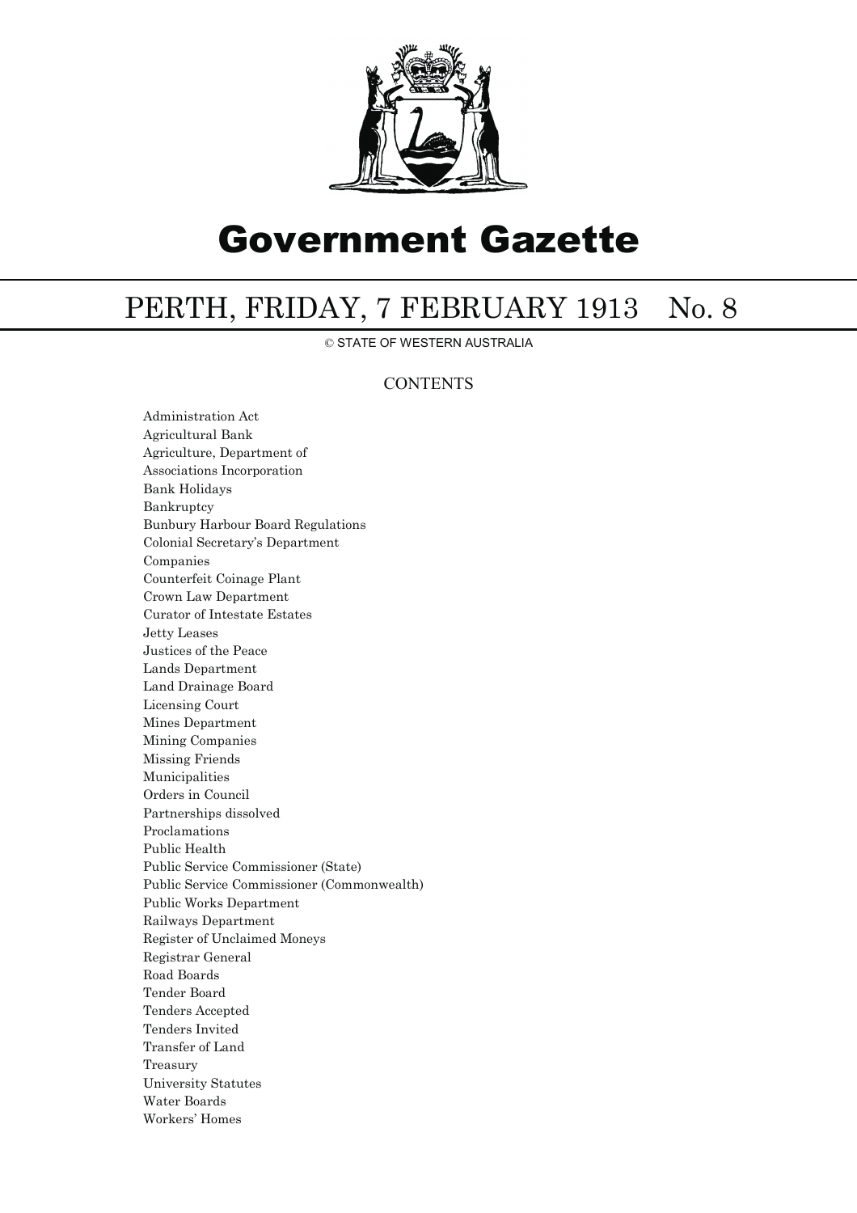# Government Gazette

## PERTH, FRIDAY, 7 FEBRUARY 1913 No. 8

© STATE OF WESTERN AUSTRALIA

### CONTENTS

Administration Act
Agricultural Bank
Agriculture, Department of
Associations Incorporation
Bank Holidays
Bankruptcy
Bunbury Harbour Board Regulations
Colonial Secretary's Department
Companies
Counterfeit Coinage Plant
Crown Law Department
Curator of Intestate Estates
Jetty Leases
Justices of the Peace
Lands Department
Land Drainage Board
Licensing Court
Mines Department
Mining Companies
Missing Friends
Municipalities
Orders in Council
Partnerships dissolved
Proclamations
Public Health
Public Service Commissioner (State)
Public Service Commissioner (Commonwealth)
Public Works Department
Railways Department
Register of Unclaimed Moneys
Registrar General
Road Boards
Tender Board
Tenders Accepted
Tenders Invited
Transfer of Land
Treasury
University Statutes
Water Boards
Workers' Homes